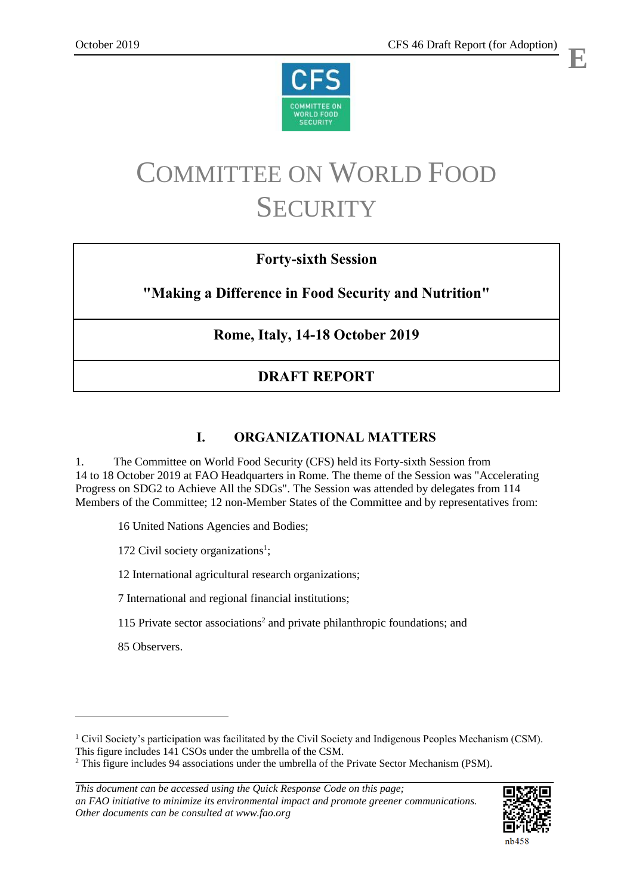# COMMITTEE ON WORLD FOOD SECURITY

**Forty-sixth Session**

**"Making a Difference in Food Security and Nutrition"**

**Rome, Italy, 14-18 October 2019**

**DRAFT REPORT**

## I. ORGANIZATIONAL MATTERS

1. The Committee on World Food Security (CFS) held its Forty-sixth Session from 14 to 18 October 2019 at FAO Headquarters in Rome. The theme of the Session was "Accelerating Progress on SDG2 to Achieve All the SDGs". The Session was attended by delegates from 114 Members of the Committee; 12 non-Member States of the Committee and by representatives from:

   16 United Nations Agencies and Bodies;

   172 Civil society organizations[1];

   12 International agricultural research organizations;

   7 International and regional financial institutions;

   115 Private sector associations[2] and private philanthropic foundations; and

   85 Observers.

---

[1] Civil Society's participation was facilitated by the Civil Society and Indigenous Peoples Mechanism (CSM). This figure includes 141 CSOs under the umbrella of the CSM.

[2] This figure includes 94 associations under the umbrella of the Private Sector Mechanism (PSM).

*This document can be accessed using the Quick Response Code on this page; an FAO initiative to minimize its environmental impact and promote greener communications. Other documents can be consulted at www.fao.org*

nb458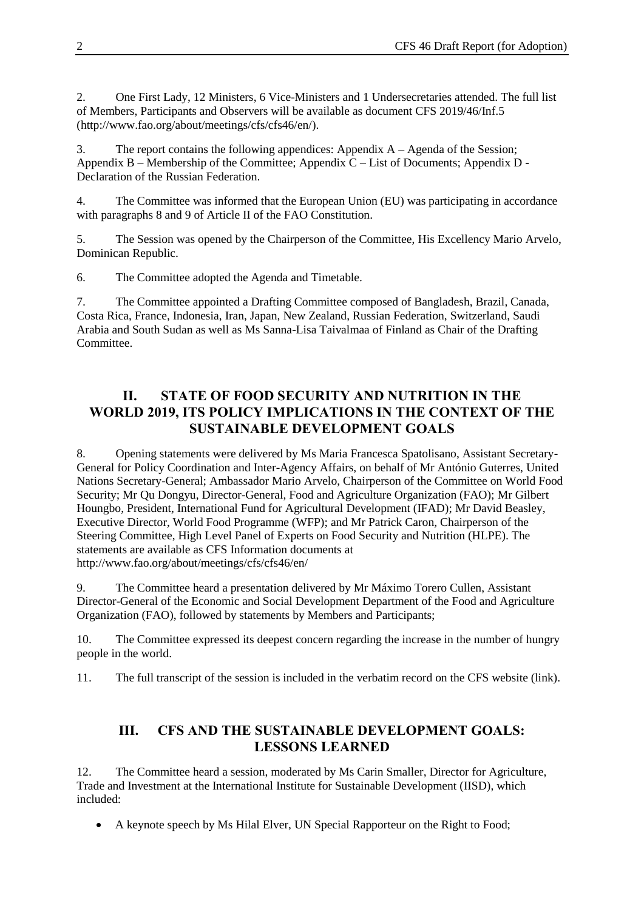2. One First Lady, 12 Ministers, 6 Vice-Ministers and 1 Undersecretaries attended. The full list of Members, Participants and Observers will be available as document CFS 2019/46/Inf.5 (http://www.fao.org/about/meetings/cfs/cfs46/en/).

3. The report contains the following appendices: Appendix A – Agenda of the Session; Appendix B – Membership of the Committee; Appendix C – List of Documents; Appendix D - Declaration of the Russian Federation.

4. The Committee was informed that the European Union (EU) was participating in accordance with paragraphs 8 and 9 of Article II of the FAO Constitution.

5. The Session was opened by the Chairperson of the Committee, His Excellency Mario Arvelo, Dominican Republic.

6. The Committee adopted the Agenda and Timetable.

7. The Committee appointed a Drafting Committee composed of Bangladesh, Brazil, Canada, Costa Rica, France, Indonesia, Iran, Japan, New Zealand, Russian Federation, Switzerland, Saudi Arabia and South Sudan as well as Ms Sanna-Lisa Taivalmaa of Finland as Chair of the Drafting Committee.

## II. STATE OF FOOD SECURITY AND NUTRITION IN THE WORLD 2019, ITS POLICY IMPLICATIONS IN THE CONTEXT OF THE SUSTAINABLE DEVELOPMENT GOALS

8. Opening statements were delivered by Ms Maria Francesca Spatolisano, Assistant Secretary-General for Policy Coordination and Inter-Agency Affairs, on behalf of Mr António Guterres, United Nations Secretary-General; Ambassador Mario Arvelo, Chairperson of the Committee on World Food Security; Mr Qu Dongyu, Director-General, Food and Agriculture Organization (FAO); Mr Gilbert Houngbo, President, International Fund for Agricultural Development (IFAD); Mr David Beasley, Executive Director, World Food Programme (WFP); and Mr Patrick Caron, Chairperson of the Steering Committee, High Level Panel of Experts on Food Security and Nutrition (HLPE). The statements are available as CFS Information documents at http://www.fao.org/about/meetings/cfs/cfs46/en/

9. The Committee heard a presentation delivered by Mr Máximo Torero Cullen, Assistant Director-General of the Economic and Social Development Department of the Food and Agriculture Organization (FAO), followed by statements by Members and Participants;

10. The Committee expressed its deepest concern regarding the increase in the number of hungry people in the world.

11. The full transcript of the session is included in the verbatim record on the CFS website (link).

## III. CFS AND THE SUSTAINABLE DEVELOPMENT GOALS: LESSONS LEARNED

12. The Committee heard a session, moderated by Ms Carin Smaller, Director for Agriculture, Trade and Investment at the International Institute for Sustainable Development (IISD), which included:

- A keynote speech by Ms Hilal Elver, UN Special Rapporteur on the Right to Food;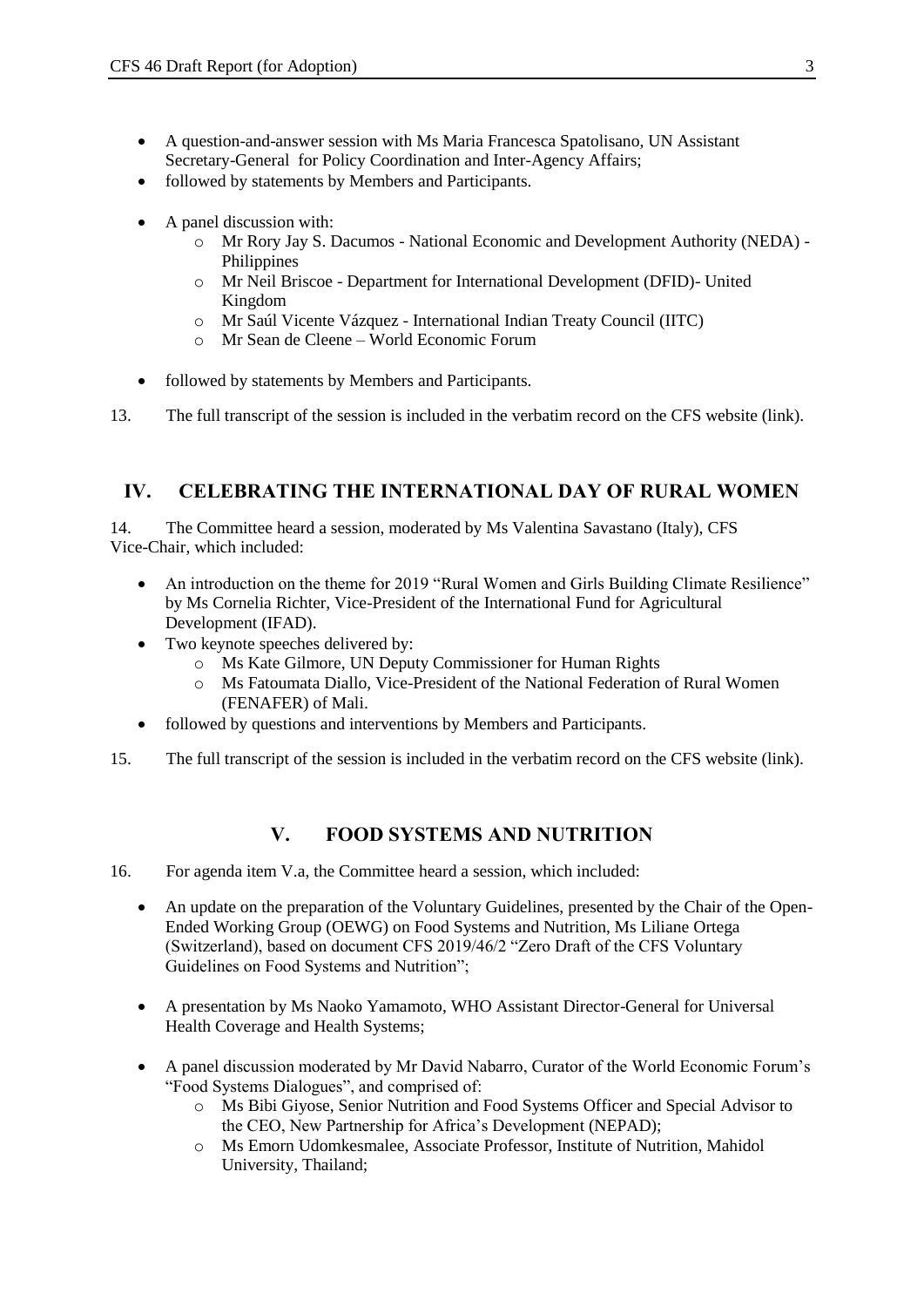- A question-and-answer session with Ms Maria Francesca Spatolisano, UN Assistant Secretary-General for Policy Coordination and Inter-Agency Affairs;
- followed by statements by Members and Participants.

- A panel discussion with:
  - Mr Rory Jay S. Dacumos - National Economic and Development Authority (NEDA) - Philippines
  - Mr Neil Briscoe - Department for International Development (DFID)- United Kingdom
  - Mr Saúl Vicente Vázquez - International Indian Treaty Council (IITC)
  - Mr Sean de Cleene – World Economic Forum

- followed by statements by Members and Participants.

13. The full transcript of the session is included in the verbatim record on the CFS website (link).

## IV. CELEBRATING THE INTERNATIONAL DAY OF RURAL WOMEN

14. The Committee heard a session, moderated by Ms Valentina Savastano (Italy), CFS Vice-Chair, which included:

- An introduction on the theme for 2019 "Rural Women and Girls Building Climate Resilience" by Ms Cornelia Richter, Vice-President of the International Fund for Agricultural Development (IFAD).
- Two keynote speeches delivered by:
  - Ms Kate Gilmore, UN Deputy Commissioner for Human Rights
  - Ms Fatoumata Diallo, Vice-President of the National Federation of Rural Women (FENAFER) of Mali.
- followed by questions and interventions by Members and Participants.

15. The full transcript of the session is included in the verbatim record on the CFS website (link).

## V. FOOD SYSTEMS AND NUTRITION

16. For agenda item V.a, the Committee heard a session, which included:

- An update on the preparation of the Voluntary Guidelines, presented by the Chair of the Open-Ended Working Group (OEWG) on Food Systems and Nutrition, Ms Liliane Ortega (Switzerland), based on document CFS 2019/46/2 "Zero Draft of the CFS Voluntary Guidelines on Food Systems and Nutrition";

- A presentation by Ms Naoko Yamamoto, WHO Assistant Director-General for Universal Health Coverage and Health Systems;

- A panel discussion moderated by Mr David Nabarro, Curator of the World Economic Forum's "Food Systems Dialogues", and comprised of:
  - Ms Bibi Giyose, Senior Nutrition and Food Systems Officer and Special Advisor to the CEO, New Partnership for Africa's Development (NEPAD);
  - Ms Emorn Udomkesmalee, Associate Professor, Institute of Nutrition, Mahidol University, Thailand;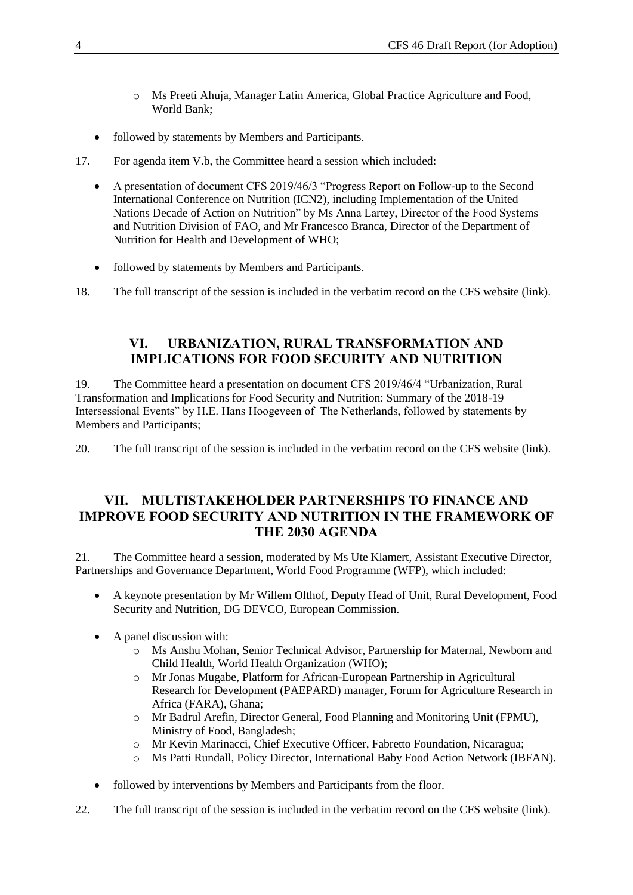- Ms Preeti Ahuja, Manager Latin America, Global Practice Agriculture and Food, World Bank;
- followed by statements by Members and Participants.

17. For agenda item V.b, the Committee heard a session which included:

- A presentation of document CFS 2019/46/3 "Progress Report on Follow-up to the Second International Conference on Nutrition (ICN2), including Implementation of the United Nations Decade of Action on Nutrition" by Ms Anna Lartey, Director of the Food Systems and Nutrition Division of FAO, and Mr Francesco Branca, Director of the Department of Nutrition for Health and Development of WHO;
- followed by statements by Members and Participants.

18. The full transcript of the session is included in the verbatim record on the CFS website (link).

## VI. URBANIZATION, RURAL TRANSFORMATION AND IMPLICATIONS FOR FOOD SECURITY AND NUTRITION

19. The Committee heard a presentation on document CFS 2019/46/4 "Urbanization, Rural Transformation and Implications for Food Security and Nutrition: Summary of the 2018-19 Intersessional Events" by H.E. Hans Hoogeveen of The Netherlands, followed by statements by Members and Participants;

20. The full transcript of the session is included in the verbatim record on the CFS website (link).

## VII. MULTISTAKEHOLDER PARTNERSHIPS TO FINANCE AND IMPROVE FOOD SECURITY AND NUTRITION IN THE FRAMEWORK OF THE 2030 AGENDA

21. The Committee heard a session, moderated by Ms Ute Klamert, Assistant Executive Director, Partnerships and Governance Department, World Food Programme (WFP), which included:

- A keynote presentation by Mr Willem Olthof, Deputy Head of Unit, Rural Development, Food Security and Nutrition, DG DEVCO, European Commission.
- A panel discussion with:
    - Ms Anshu Mohan, Senior Technical Advisor, Partnership for Maternal, Newborn and Child Health, World Health Organization (WHO);
    - Mr Jonas Mugabe, Platform for African-European Partnership in Agricultural Research for Development (PAEPARD) manager, Forum for Agriculture Research in Africa (FARA), Ghana;
    - Mr Badrul Arefin, Director General, Food Planning and Monitoring Unit (FPMU), Ministry of Food, Bangladesh;
    - Mr Kevin Marinacci, Chief Executive Officer, Fabretto Foundation, Nicaragua;
    - Ms Patti Rundall, Policy Director, International Baby Food Action Network (IBFAN).
- followed by interventions by Members and Participants from the floor.

22. The full transcript of the session is included in the verbatim record on the CFS website (link).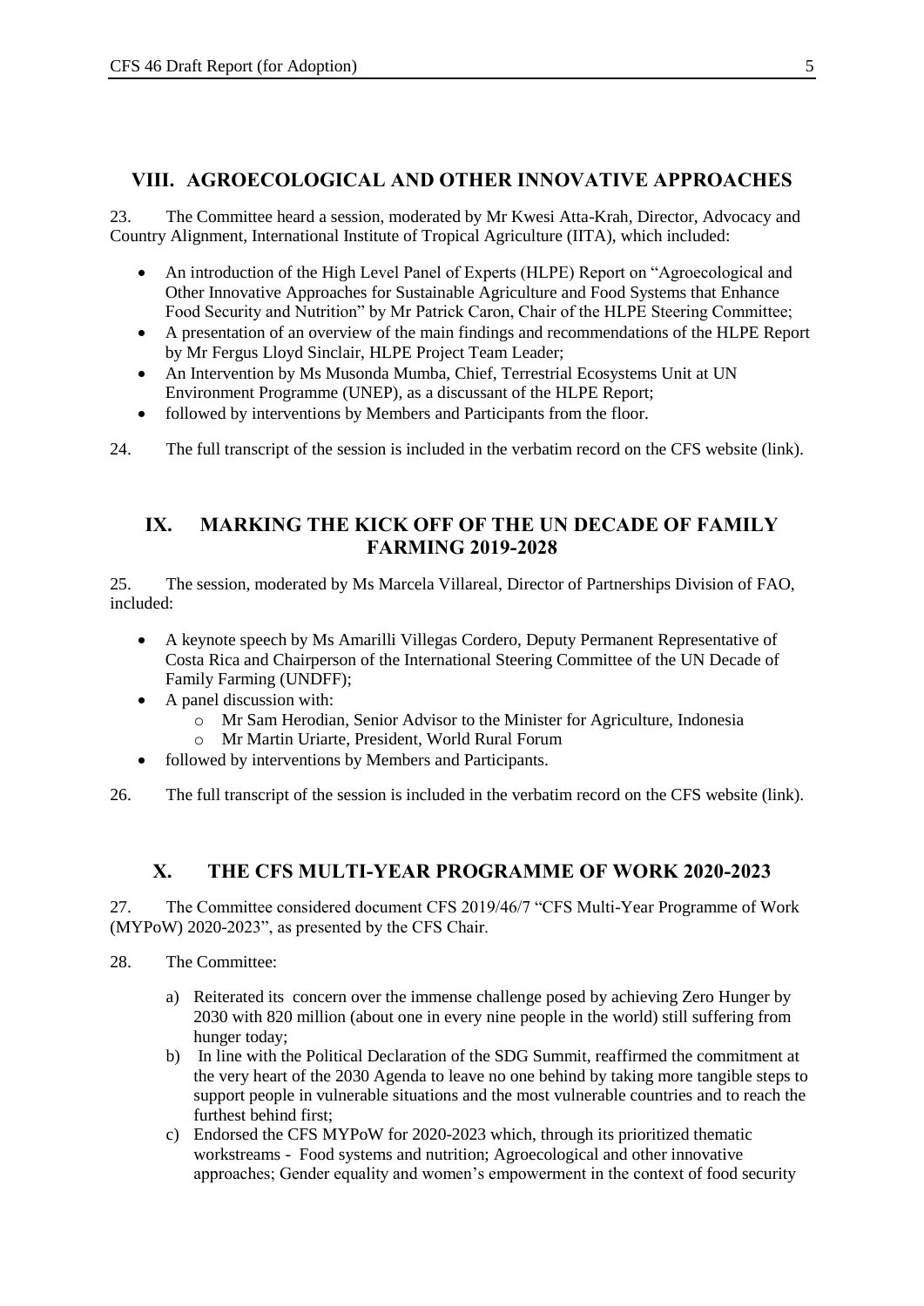## VIII. AGROECOLOGICAL AND OTHER INNOVATIVE APPROACHES

23. The Committee heard a session, moderated by Mr Kwesi Atta-Krah, Director, Advocacy and Country Alignment, International Institute of Tropical Agriculture (IITA), which included:

- An introduction of the High Level Panel of Experts (HLPE) Report on "Agroecological and Other Innovative Approaches for Sustainable Agriculture and Food Systems that Enhance Food Security and Nutrition" by Mr Patrick Caron, Chair of the HLPE Steering Committee;
- A presentation of an overview of the main findings and recommendations of the HLPE Report by Mr Fergus Lloyd Sinclair, HLPE Project Team Leader;
- An Intervention by Ms Musonda Mumba, Chief, Terrestrial Ecosystems Unit at UN Environment Programme (UNEP), as a discussant of the HLPE Report;
- followed by interventions by Members and Participants from the floor.

24. The full transcript of the session is included in the verbatim record on the CFS website (link).

## IX. MARKING THE KICK OFF OF THE UN DECADE OF FAMILY FARMING 2019-2028

25. The session, moderated by Ms Marcela Villareal, Director of Partnerships Division of FAO, included:

- A keynote speech by Ms Amarilli Villegas Cordero, Deputy Permanent Representative of Costa Rica and Chairperson of the International Steering Committee of the UN Decade of Family Farming (UNDFF);
- A panel discussion with:
  - Mr Sam Herodian, Senior Advisor to the Minister for Agriculture, Indonesia
  - Mr Martin Uriarte, President, World Rural Forum
- followed by interventions by Members and Participants.

26. The full transcript of the session is included in the verbatim record on the CFS website (link).

## X. THE CFS MULTI-YEAR PROGRAMME OF WORK 2020-2023

27. The Committee considered document CFS 2019/46/7 "CFS Multi-Year Programme of Work (MYPoW) 2020-2023", as presented by the CFS Chair.

28. The Committee:

a) Reiterated its concern over the immense challenge posed by achieving Zero Hunger by 2030 with 820 million (about one in every nine people in the world) still suffering from hunger today;

b) In line with the Political Declaration of the SDG Summit, reaffirmed the commitment at the very heart of the 2030 Agenda to leave no one behind by taking more tangible steps to support people in vulnerable situations and the most vulnerable countries and to reach the furthest behind first;

c) Endorsed the CFS MYPoW for 2020-2023 which, through its prioritized thematic workstreams - Food systems and nutrition; Agroecological and other innovative approaches; Gender equality and women's empowerment in the context of food security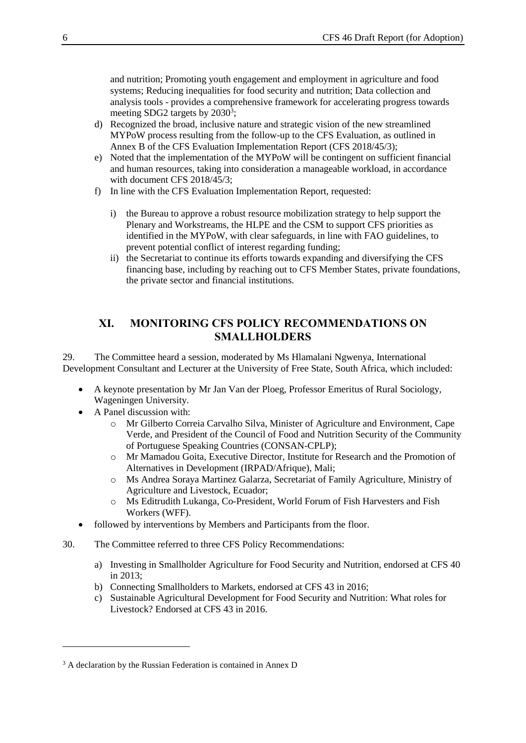and nutrition; Promoting youth engagement and employment in agriculture and food systems; Reducing inequalities for food security and nutrition; Data collection and analysis tools - provides a comprehensive framework for accelerating progress towards meeting SDG2 targets by 2030[3];

d) Recognized the broad, inclusive nature and strategic vision of the new streamlined MYPoW process resulting from the follow-up to the CFS Evaluation, as outlined in Annex B of the CFS Evaluation Implementation Report (CFS 2018/45/3);

e) Noted that the implementation of the MYPoW will be contingent on sufficient financial and human resources, taking into consideration a manageable workload, in accordance with document CFS 2018/45/3;

f) In line with the CFS Evaluation Implementation Report, requested:

   i) the Bureau to approve a robust resource mobilization strategy to help support the Plenary and Workstreams, the HLPE and the CSM to support CFS priorities as identified in the MYPoW, with clear safeguards, in line with FAO guidelines, to prevent potential conflict of interest regarding funding;

   ii) the Secretariat to continue its efforts towards expanding and diversifying the CFS financing base, including by reaching out to CFS Member States, private foundations, the private sector and financial institutions.

## XI. MONITORING CFS POLICY RECOMMENDATIONS ON SMALLHOLDERS

29. The Committee heard a session, moderated by Ms Hlamalani Ngwenya, International Development Consultant and Lecturer at the University of Free State, South Africa, which included:

- A keynote presentation by Mr Jan Van der Ploeg, Professor Emeritus of Rural Sociology, Wageningen University.
- A Panel discussion with:
  - Mr Gilberto Correia Carvalho Silva, Minister of Agriculture and Environment, Cape Verde, and President of the Council of Food and Nutrition Security of the Community of Portuguese Speaking Countries (CONSAN-CPLP);
  - Mr Mamadou Goita, Executive Director, Institute for Research and the Promotion of Alternatives in Development (IRPAD/Afrique), Mali;
  - Ms Andrea Soraya Martinez Galarza, Secretariat of Family Agriculture, Ministry of Agriculture and Livestock, Ecuador;
  - Ms Editrudith Lukanga, Co-President, World Forum of Fish Harvesters and Fish Workers (WFF).
- followed by interventions by Members and Participants from the floor.

30. The Committee referred to three CFS Policy Recommendations:

a) Investing in Smallholder Agriculture for Food Security and Nutrition, endorsed at CFS 40 in 2013;

b) Connecting Smallholders to Markets, endorsed at CFS 43 in 2016;

c) Sustainable Agricultural Development for Food Security and Nutrition: What roles for Livestock? Endorsed at CFS 43 in 2016.

[3] A declaration by the Russian Federation is contained in Annex D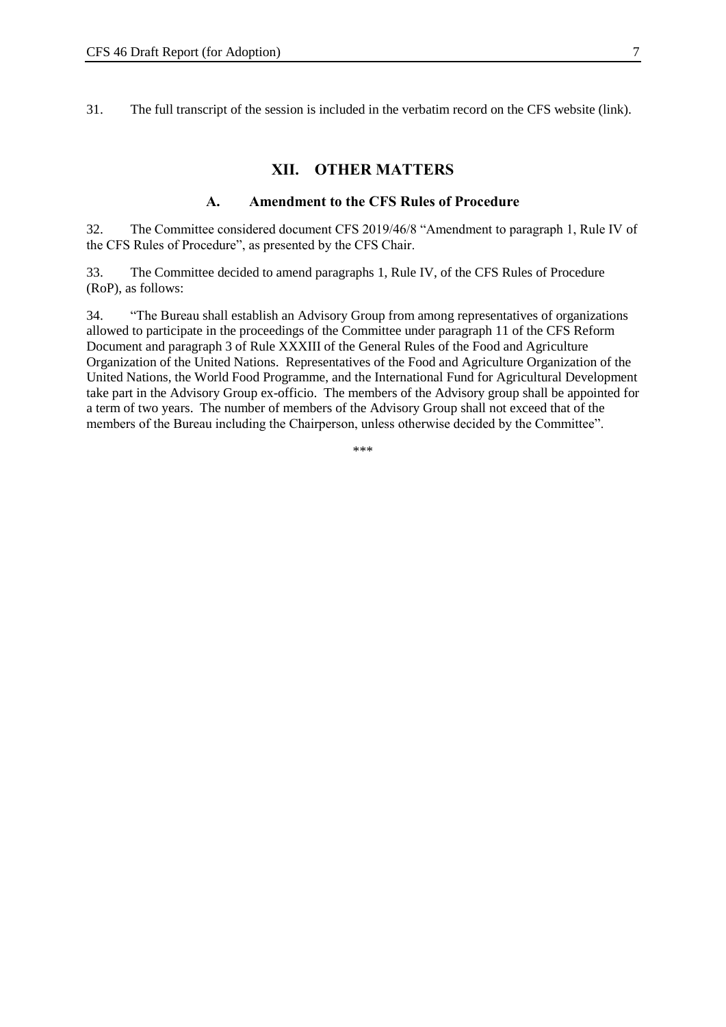31. The full transcript of the session is included in the verbatim record on the CFS website (link).

# XII. OTHER MATTERS

## A. Amendment to the CFS Rules of Procedure

32. The Committee considered document CFS 2019/46/8 "Amendment to paragraph 1, Rule IV of the CFS Rules of Procedure", as presented by the CFS Chair.

33. The Committee decided to amend paragraphs 1, Rule IV, of the CFS Rules of Procedure (RoP), as follows:

34. "The Bureau shall establish an Advisory Group from among representatives of organizations allowed to participate in the proceedings of the Committee under paragraph 11 of the CFS Reform Document and paragraph 3 of Rule XXXIII of the General Rules of the Food and Agriculture Organization of the United Nations. Representatives of the Food and Agriculture Organization of the United Nations, the World Food Programme, and the International Fund for Agricultural Development take part in the Advisory Group ex-officio. The members of the Advisory group shall be appointed for a term of two years. The number of members of the Advisory Group shall not exceed that of the members of the Bureau including the Chairperson, unless otherwise decided by the Committee".

\*\*\*